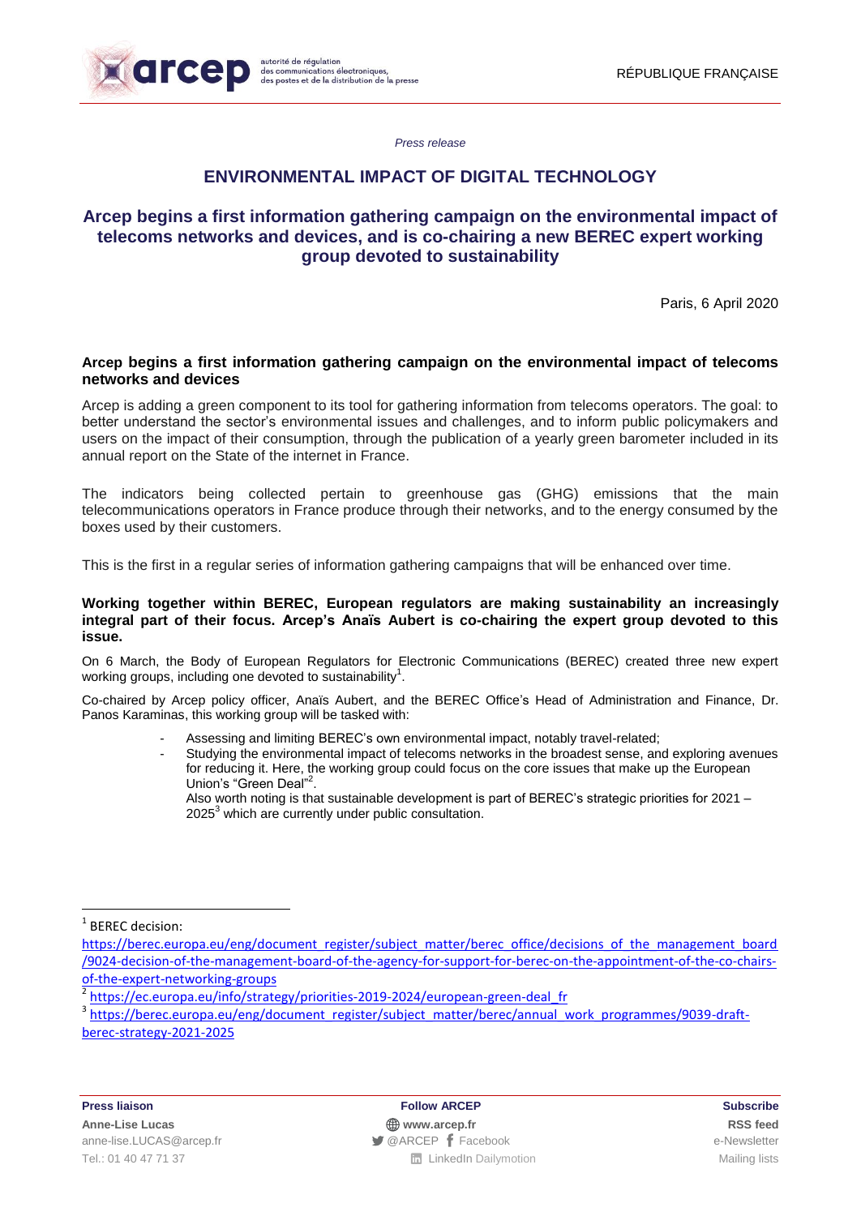*Press release*

# ENVIRONMENTAL IMPACT OF DIGITAL TECHNOLOGY

## Arcep begins a first information gathering campaign on the environmental impact of telecoms networks and devices, and is co-chairing a new BEREC expert working group devoted to sustainability

Paris, 6 April 2020

### Arcep begins a first information gathering campaign on the environmental impact of telecoms networks and devices

Arcep is adding a green component to its tool for gathering information from telecoms operators. The goal: to better understand the sector's environmental issues and challenges, and to inform public policymakers and users on the impact of their consumption, through the publication of a yearly green barometer included in its annual report on the State of the internet in France.

The indicators being collected pertain to greenhouse gas (GHG) emissions that the main telecommunications operators in France produce through their networks, and to the energy consumed by the boxes used by their customers.

This is the first in a regular series of information gathering campaigns that will be enhanced over time.

### Working together within BEREC, European regulators are making sustainability an increasingly integral part of their focus. Arcep's Anaïs Aubert is co-chairing the expert group devoted to this issue.

On 6 March, the Body of European Regulators for Electronic Communications (BEREC) created three new expert working groups, including one devoted to sustainability[1].

Co-chaired by Arcep policy officer, Anaïs Aubert, and the BEREC Office's Head of Administration and Finance, Dr. Panos Karaminas, this working group will be tasked with:

- Assessing and limiting BEREC's own environmental impact, notably travel-related;
- Studying the environmental impact of telecoms networks in the broadest sense, and exploring avenues for reducing it. Here, the working group could focus on the core issues that make up the European Union's "Green Deal"[2].
  Also worth noting is that sustainable development is part of BEREC's strategic priorities for 2021 – 2025[3] which are currently under public consultation.

---

[1] BEREC decision: https://berec.europa.eu/eng/document_register/subject_matter/berec_office/decisions_of_the_management_board/9024-decision-of-the-management-board-of-the-agency-for-support-for-berec-on-the-appointment-of-the-co-chairs-of-the-expert-networking-groups

[2] https://ec.europa.eu/info/strategy/priorities-2019-2024/european-green-deal_fr

[3] https://berec.europa.eu/eng/document_register/subject_matter/berec/annual_work_programmes/9039-draft-berec-strategy-2021-2025

---

**Press liaison**
**Anne-Lise Lucas**
anne-lise.LUCAS@arcep.fr
Tel.: 01 40 47 71 37

**Follow ARCEP**
**www.arcep.fr**
@ARCEP Facebook
LinkedIn Dailymotion

**Subscribe**
**RSS feed**
e-Newsletter
Mailing lists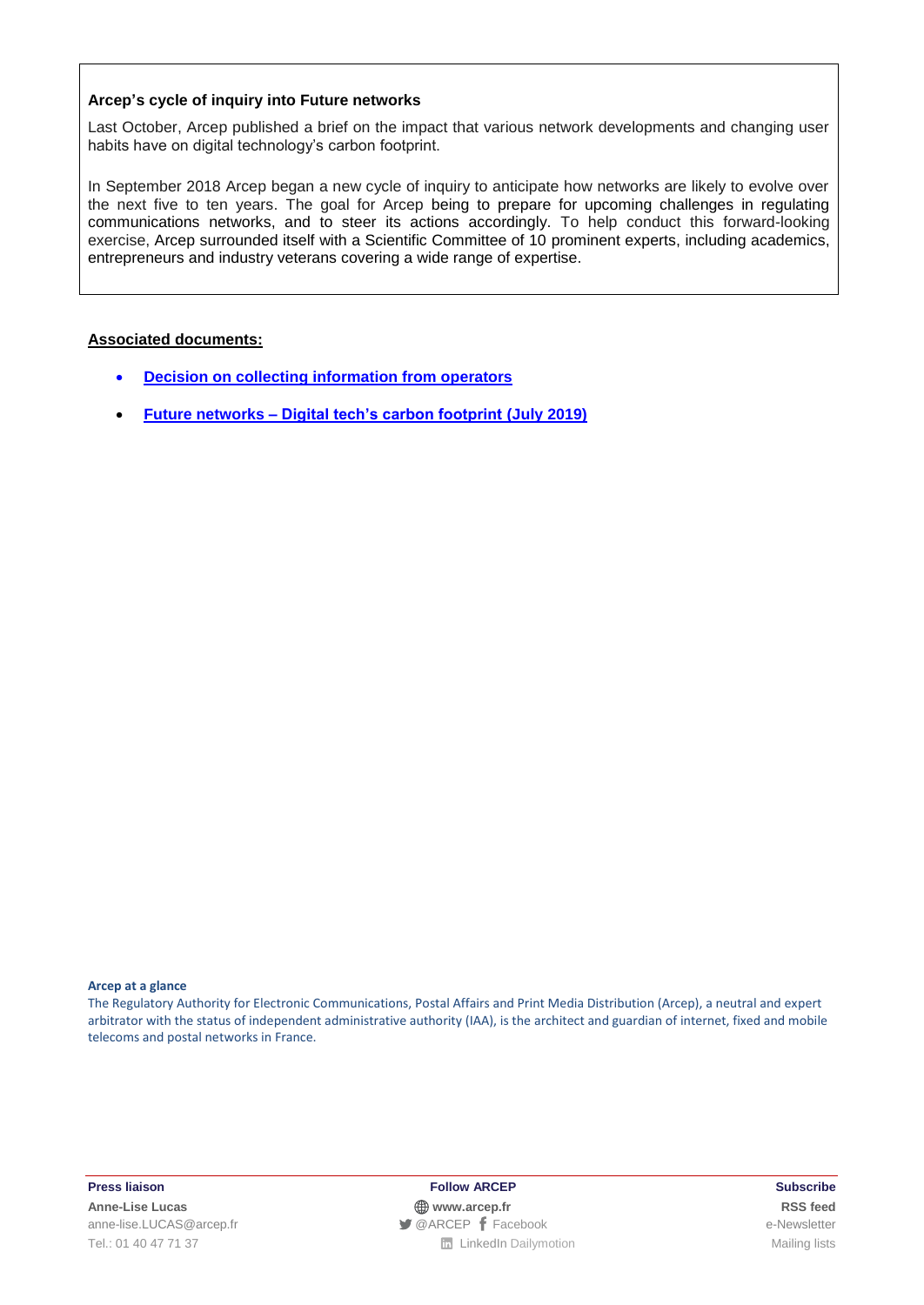**Arcep's cycle of inquiry into Future networks**

Last October, Arcep published a brief on the impact that various network developments and changing user habits have on digital technology's carbon footprint.

In September 2018 Arcep began a new cycle of inquiry to anticipate how networks are likely to evolve over the next five to ten years. The goal for Arcep being to prepare for upcoming challenges in regulating communications networks, and to steer its actions accordingly. To help conduct this forward-looking exercise, Arcep surrounded itself with a Scientific Committee of 10 prominent experts, including academics, entrepreneurs and industry veterans covering a wide range of expertise.

**Associated documents:**

- **Decision on collecting information from operators**
- **Future networks – Digital tech's carbon footprint (July 2019)**

**Arcep at a glance**

The Regulatory Authority for Electronic Communications, Postal Affairs and Print Media Distribution (Arcep), a neutral and expert arbitrator with the status of independent administrative authority (IAA), is the architect and guardian of internet, fixed and mobile telecoms and postal networks in France.

**Press liaison**
**Anne-Lise Lucas**
anne-lise.LUCAS@arcep.fr
Tel.: 01 40 47 71 37

**Follow ARCEP**
**www.arcep.fr**
@ARCEP Facebook
LinkedIn Dailymotion

**Subscribe**
**RSS feed**
e-Newsletter
Mailing lists